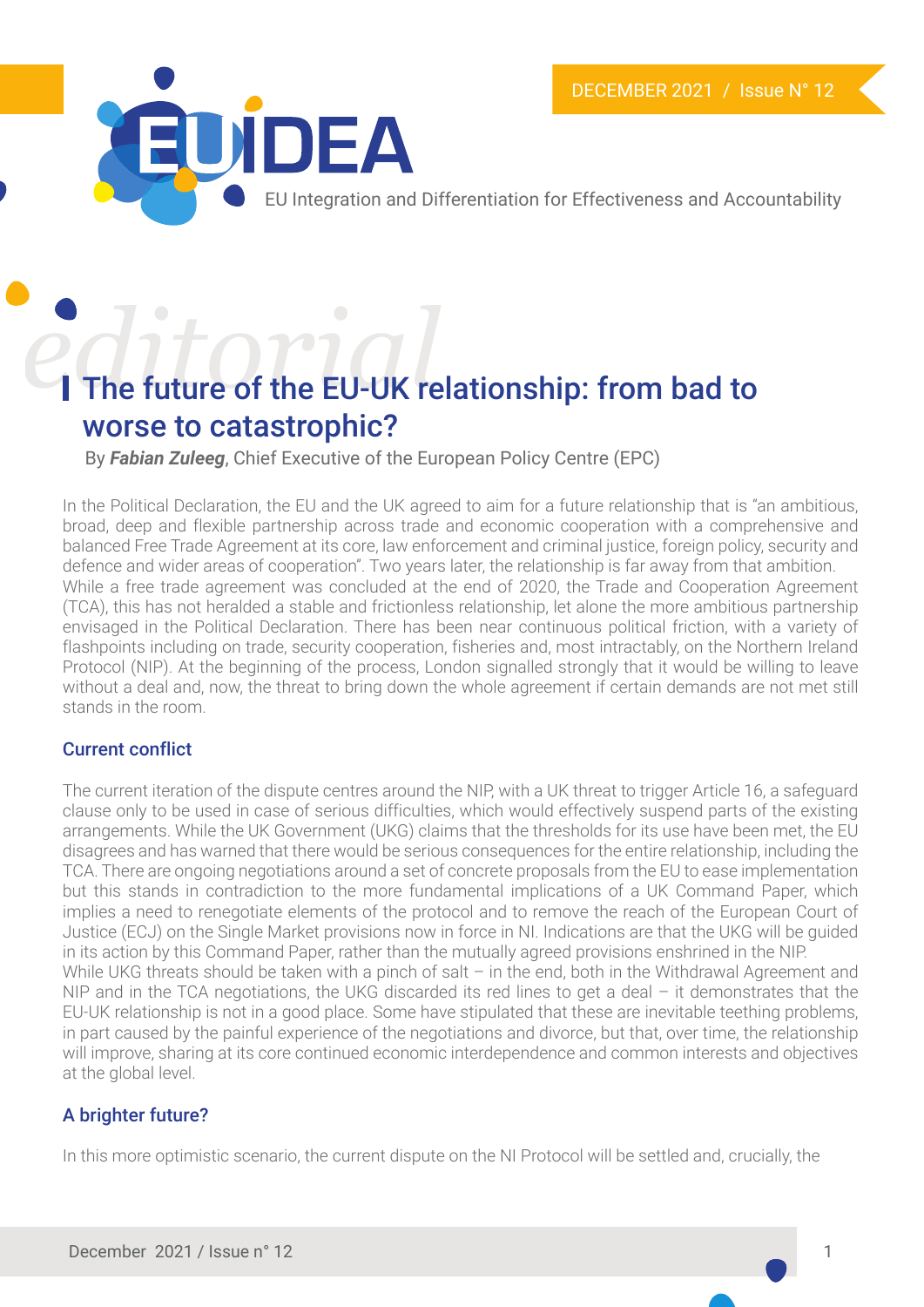# The future of the EU-UK relationship: from bad to worse to catastrophic?

By ***Fabian Zuleeg***, Chief Executive of the European Policy Centre (EPC)

In the Political Declaration, the EU and the UK agreed to aim for a future relationship that is "an ambitious, broad, deep and flexible partnership across trade and economic cooperation with a comprehensive and balanced Free Trade Agreement at its core, law enforcement and criminal justice, foreign policy, security and defence and wider areas of cooperation". Two years later, the relationship is far away from that ambition.

While a free trade agreement was concluded at the end of 2020, the Trade and Cooperation Agreement (TCA), this has not heralded a stable and frictionless relationship, let alone the more ambitious partnership envisaged in the Political Declaration. There has been near continuous political friction, with a variety of flashpoints including on trade, security cooperation, fisheries and, most intractably, on the Northern Ireland Protocol (NIP). At the beginning of the process, London signalled strongly that it would be willing to leave without a deal and, now, the threat to bring down the whole agreement if certain demands are not met still stands in the room.

## Current conflict

The current iteration of the dispute centres around the NIP, with a UK threat to trigger Article 16, a safeguard clause only to be used in case of serious difficulties, which would effectively suspend parts of the existing arrangements. While the UK Government (UKG) claims that the thresholds for its use have been met, the EU disagrees and has warned that there would be serious consequences for the entire relationship, including the TCA. There are ongoing negotiations around a set of concrete proposals from the EU to ease implementation but this stands in contradiction to the more fundamental implications of a UK Command Paper, which implies a need to renegotiate elements of the protocol and to remove the reach of the European Court of Justice (ECJ) on the Single Market provisions now in force in NI. Indications are that the UKG will be guided in its action by this Command Paper, rather than the mutually agreed provisions enshrined in the NIP.

While UKG threats should be taken with a pinch of salt – in the end, both in the Withdrawal Agreement and NIP and in the TCA negotiations, the UKG discarded its red lines to get a deal – it demonstrates that the EU-UK relationship is not in a good place. Some have stipulated that these are inevitable teething problems, in part caused by the painful experience of the negotiations and divorce, but that, over time, the relationship will improve, sharing at its core continued economic interdependence and common interests and objectives at the global level.

## A brighter future?

In this more optimistic scenario, the current dispute on the NI Protocol will be settled and, crucially, the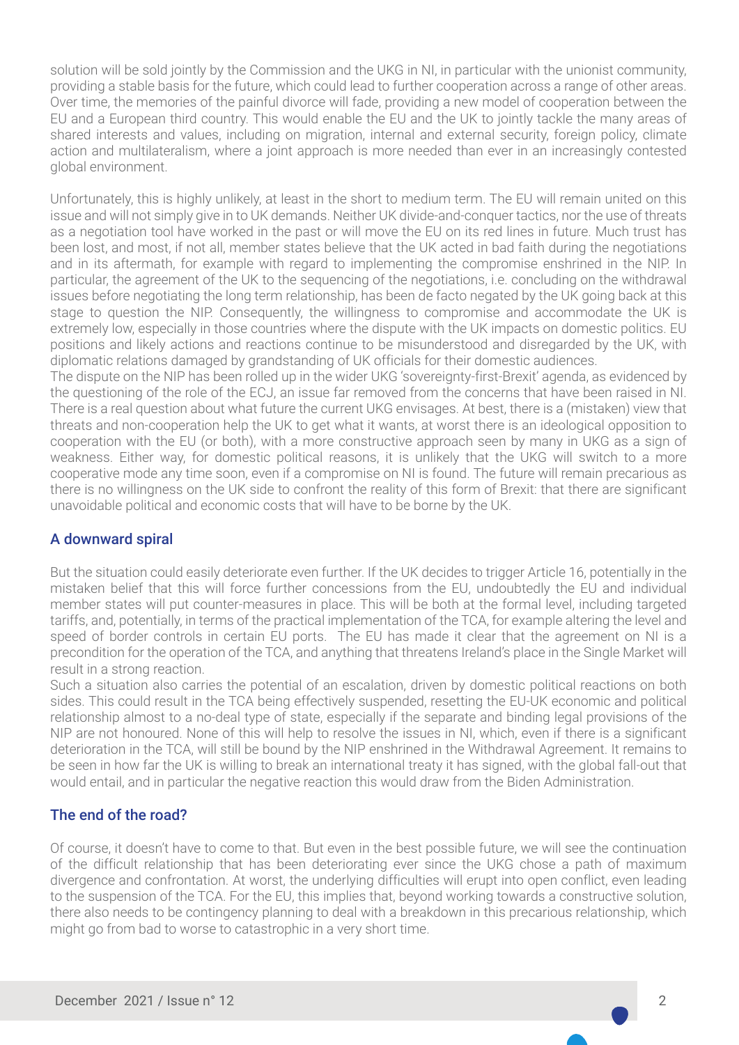solution will be sold jointly by the Commission and the UKG in NI, in particular with the unionist community, providing a stable basis for the future, which could lead to further cooperation across a range of other areas. Over time, the memories of the painful divorce will fade, providing a new model of cooperation between the EU and a European third country. This would enable the EU and the UK to jointly tackle the many areas of shared interests and values, including on migration, internal and external security, foreign policy, climate action and multilateralism, where a joint approach is more needed than ever in an increasingly contested global environment.

Unfortunately, this is highly unlikely, at least in the short to medium term. The EU will remain united on this issue and will not simply give in to UK demands. Neither UK divide-and-conquer tactics, nor the use of threats as a negotiation tool have worked in the past or will move the EU on its red lines in future. Much trust has been lost, and most, if not all, member states believe that the UK acted in bad faith during the negotiations and in its aftermath, for example with regard to implementing the compromise enshrined in the NIP. In particular, the agreement of the UK to the sequencing of the negotiations, i.e. concluding on the withdrawal issues before negotiating the long term relationship, has been de facto negated by the UK going back at this stage to question the NIP. Consequently, the willingness to compromise and accommodate the UK is extremely low, especially in those countries where the dispute with the UK impacts on domestic politics. EU positions and likely actions and reactions continue to be misunderstood and disregarded by the UK, with diplomatic relations damaged by grandstanding of UK officials for their domestic audiences.

The dispute on the NIP has been rolled up in the wider UKG 'sovereignty-first-Brexit' agenda, as evidenced by the questioning of the role of the ECJ, an issue far removed from the concerns that have been raised in NI. There is a real question about what future the current UKG envisages. At best, there is a (mistaken) view that threats and non-cooperation help the UK to get what it wants, at worst there is an ideological opposition to cooperation with the EU (or both), with a more constructive approach seen by many in UKG as a sign of weakness. Either way, for domestic political reasons, it is unlikely that the UKG will switch to a more cooperative mode any time soon, even if a compromise on NI is found. The future will remain precarious as there is no willingness on the UK side to confront the reality of this form of Brexit: that there are significant unavoidable political and economic costs that will have to be borne by the UK.

## A downward spiral

But the situation could easily deteriorate even further. If the UK decides to trigger Article 16, potentially in the mistaken belief that this will force further concessions from the EU, undoubtedly the EU and individual member states will put counter-measures in place. This will be both at the formal level, including targeted tariffs, and, potentially, in terms of the practical implementation of the TCA, for example altering the level and speed of border controls in certain EU ports. The EU has made it clear that the agreement on NI is a precondition for the operation of the TCA, and anything that threatens Ireland's place in the Single Market will result in a strong reaction.

Such a situation also carries the potential of an escalation, driven by domestic political reactions on both sides. This could result in the TCA being effectively suspended, resetting the EU-UK economic and political relationship almost to a no-deal type of state, especially if the separate and binding legal provisions of the NIP are not honoured. None of this will help to resolve the issues in NI, which, even if there is a significant deterioration in the TCA, will still be bound by the NIP enshrined in the Withdrawal Agreement. It remains to be seen in how far the UK is willing to break an international treaty it has signed, with the global fall-out that would entail, and in particular the negative reaction this would draw from the Biden Administration.

## The end of the road?

Of course, it doesn't have to come to that. But even in the best possible future, we will see the continuation of the difficult relationship that has been deteriorating ever since the UKG chose a path of maximum divergence and confrontation. At worst, the underlying difficulties will erupt into open conflict, even leading to the suspension of the TCA. For the EU, this implies that, beyond working towards a constructive solution, there also needs to be contingency planning to deal with a breakdown in this precarious relationship, which might go from bad to worse to catastrophic in a very short time.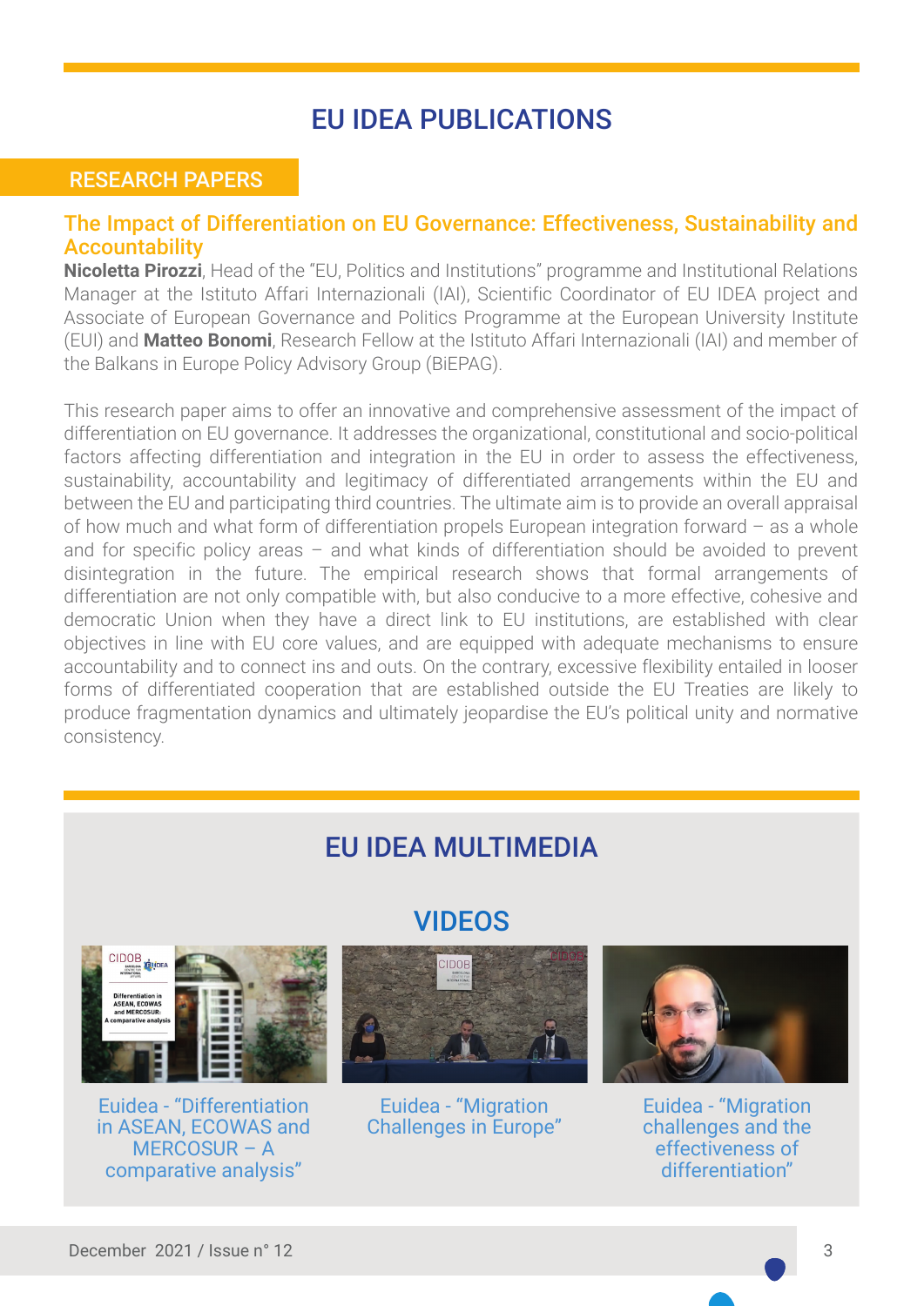# EU IDEA PUBLICATIONS

## RESEARCH PAPERS

### The Impact of Differentiation on EU Governance: Effectiveness, Sustainability and Accountability

**Nicoletta Pirozzi**, Head of the "EU, Politics and Institutions" programme and Institutional Relations Manager at the Istituto Affari Internazionali (IAI), Scientific Coordinator of EU IDEA project and Associate of European Governance and Politics Programme at the European University Institute (EUI) and **Matteo Bonomi**, Research Fellow at the Istituto Affari Internazionali (IAI) and member of the Balkans in Europe Policy Advisory Group (BiEPAG).

This research paper aims to offer an innovative and comprehensive assessment of the impact of differentiation on EU governance. It addresses the organizational, constitutional and socio-political factors affecting differentiation and integration in the EU in order to assess the effectiveness, sustainability, accountability and legitimacy of differentiated arrangements within the EU and between the EU and participating third countries. The ultimate aim is to provide an overall appraisal of how much and what form of differentiation propels European integration forward – as a whole and for specific policy areas – and what kinds of differentiation should be avoided to prevent disintegration in the future. The empirical research shows that formal arrangements of differentiation are not only compatible with, but also conducive to a more effective, cohesive and democratic Union when they have a direct link to EU institutions, are established with clear objectives in line with EU core values, and are equipped with adequate mechanisms to ensure accountability and to connect ins and outs. On the contrary, excessive flexibility entailed in looser forms of differentiated cooperation that are established outside the EU Treaties are likely to produce fragmentation dynamics and ultimately jeopardise the EU's political unity and normative consistency.

# EU IDEA MULTIMEDIA

## VIDEOS

Euidea - "Differentiation in ASEAN, ECOWAS and MERCOSUR – A comparative analysis"

Euidea - "Migration Challenges in Europe"

Euidea - "Migration challenges and the effectiveness of differentiation"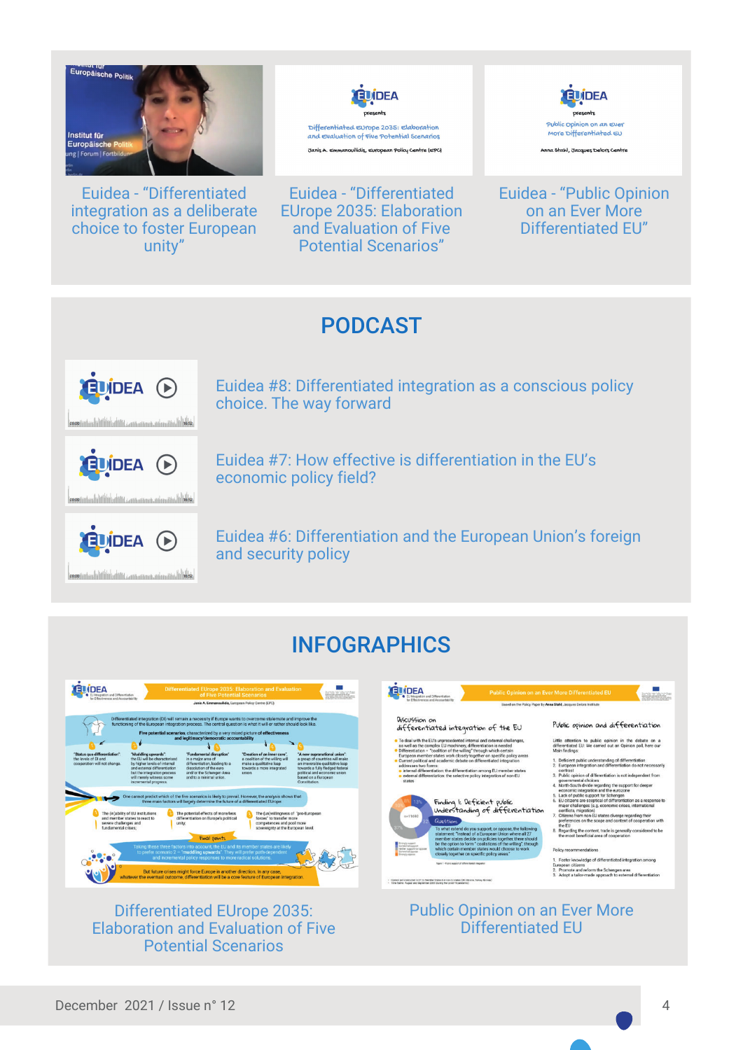Euidea - “Differentiated integration as a deliberate choice to foster European unity”

Euidea - “Differentiated EUrope 2035: Elaboration and Evaluation of Five Potential Scenarios”

Euidea - “Public Opinion on an Ever More Differentiated EU”

## PODCAST

Euidea #8: Differentiated integration as a conscious policy choice. The way forward

Euidea #7: How effective is differentiation in the EU’s economic policy field?

Euidea #6: Differentiation and the European Union’s foreign and security policy

## INFOGRAPHICS

Differentiated EUrope 2035: Elaboration and Evaluation of Five Potential Scenarios

Public Opinion on an Ever More Differentiated EU

December 2021 / Issue n° 12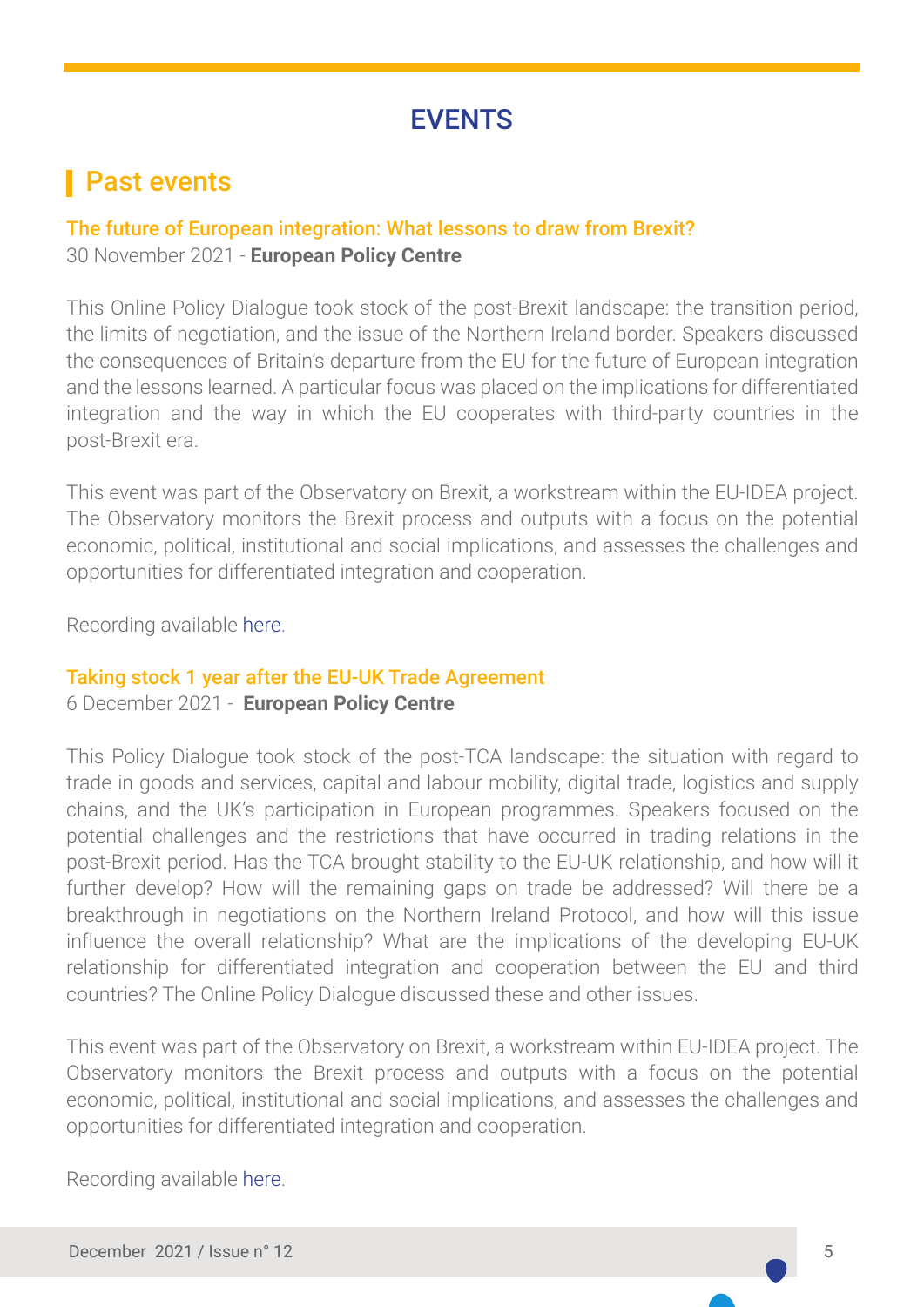# EVENTS

## Past events

### The future of European integration: What lessons to draw from Brexit?

30 November 2021 - **European Policy Centre**

This Online Policy Dialogue took stock of the post-Brexit landscape: the transition period, the limits of negotiation, and the issue of the Northern Ireland border. Speakers discussed the consequences of Britain's departure from the EU for the future of European integration and the lessons learned. A particular focus was placed on the implications for differentiated integration and the way in which the EU cooperates with third-party countries in the post-Brexit era.

This event was part of the Observatory on Brexit, a workstream within the EU-IDEA project. The Observatory monitors the Brexit process and outputs with a focus on the potential economic, political, institutional and social implications, and assesses the challenges and opportunities for differentiated integration and cooperation.

Recording available here.

### Taking stock 1 year after the EU-UK Trade Agreement

6 December 2021 - **European Policy Centre**

This Policy Dialogue took stock of the post-TCA landscape: the situation with regard to trade in goods and services, capital and labour mobility, digital trade, logistics and supply chains, and the UK's participation in European programmes. Speakers focused on the potential challenges and the restrictions that have occurred in trading relations in the post-Brexit period. Has the TCA brought stability to the EU-UK relationship, and how will it further develop? How will the remaining gaps on trade be addressed? Will there be a breakthrough in negotiations on the Northern Ireland Protocol, and how will this issue influence the overall relationship? What are the implications of the developing EU-UK relationship for differentiated integration and cooperation between the EU and third countries? The Online Policy Dialogue discussed these and other issues.

This event was part of the Observatory on Brexit, a workstream within EU-IDEA project. The Observatory monitors the Brexit process and outputs with a focus on the potential economic, political, institutional and social implications, and assesses the challenges and opportunities for differentiated integration and cooperation.

Recording available here.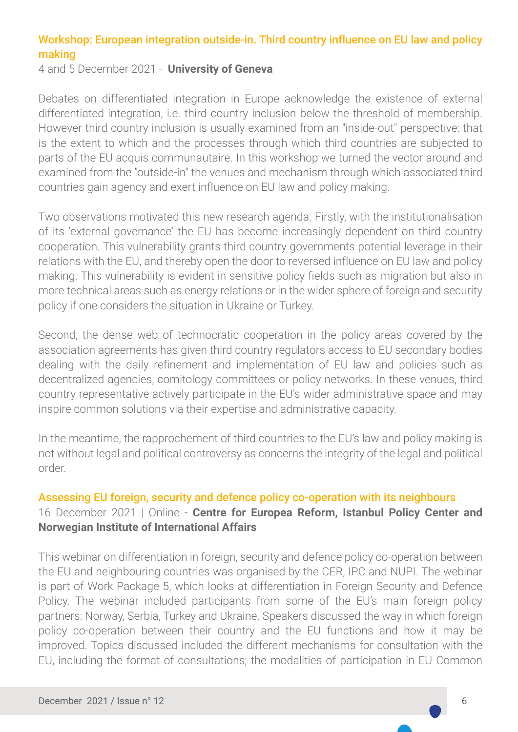### Workshop: European integration outside-in. Third country influence on EU law and policy making

4 and 5 December 2021 - **University of Geneva**

Debates on differentiated integration in Europe acknowledge the existence of external differentiated integration, i.e. third country inclusion below the threshold of membership. However third country inclusion is usually examined from an "inside-out" perspective: that is the extent to which and the processes through which third countries are subjected to parts of the EU acquis communautaire. In this workshop we turned the vector around and examined from the "outside-in" the venues and mechanism through which associated third countries gain agency and exert influence on EU law and policy making.

Two observations motivated this new research agenda. Firstly, with the institutionalisation of its 'external governance' the EU has become increasingly dependent on third country cooperation. This vulnerability grants third country governments potential leverage in their relations with the EU, and thereby open the door to reversed influence on EU law and policy making. This vulnerability is evident in sensitive policy fields such as migration but also in more technical areas such as energy relations or in the wider sphere of foreign and security policy if one considers the situation in Ukraine or Turkey.

Second, the dense web of technocratic cooperation in the policy areas covered by the association agreements has given third country regulators access to EU secondary bodies dealing with the daily refinement and implementation of EU law and policies such as decentralized agencies, comitology committees or policy networks. In these venues, third country representative actively participate in the EU's wider administrative space and may inspire common solutions via their expertise and administrative capacity.

In the meantime, the rapprochement of third countries to the EU's law and policy making is not without legal and political controversy as concerns the integrity of the legal and political order.

### Assessing EU foreign, security and defence policy co-operation with its neighbours

16 December 2021 | Online - **Centre for Europea Reform, Istanbul Policy Center and Norwegian Institute of International Affairs**

This webinar on differentiation in foreign, security and defence policy co-operation between the EU and neighbouring countries was organised by the CER, IPC and NUPI. The webinar is part of Work Package 5, which looks at differentiation in Foreign Security and Defence Policy. The webinar included participants from some of the EU's main foreign policy partners: Norway, Serbia, Turkey and Ukraine. Speakers discussed the way in which foreign policy co-operation between their country and the EU functions and how it may be improved. Topics discussed included the different mechanisms for consultation with the EU, including the format of consultations; the modalities of participation in EU Common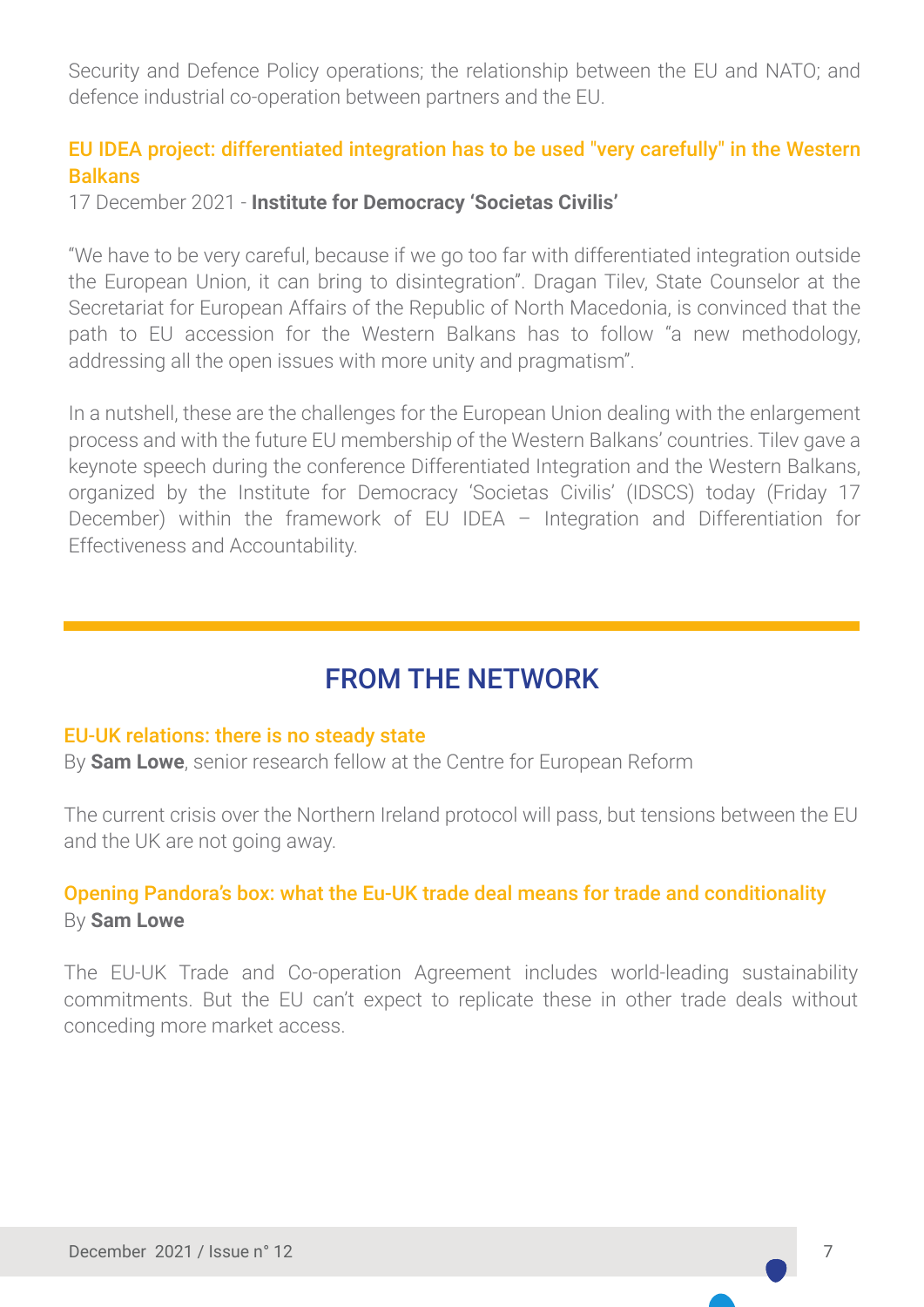Security and Defence Policy operations; the relationship between the EU and NATO; and defence industrial co-operation between partners and the EU.

### EU IDEA project: differentiated integration has to be used "very carefully" in the Western Balkans

17 December 2021 - **Institute for Democracy 'Societas Civilis'**

"We have to be very careful, because if we go too far with differentiated integration outside the European Union, it can bring to disintegration". Dragan Tilev, State Counselor at the Secretariat for European Affairs of the Republic of North Macedonia, is convinced that the path to EU accession for the Western Balkans has to follow "a new methodology, addressing all the open issues with more unity and pragmatism".

In a nutshell, these are the challenges for the European Union dealing with the enlargement process and with the future EU membership of the Western Balkans' countries. Tilev gave a keynote speech during the conference Differentiated Integration and the Western Balkans, organized by the Institute for Democracy 'Societas Civilis' (IDSCS) today (Friday 17 December) within the framework of EU IDEA – Integration and Differentiation for Effectiveness and Accountability.

## FROM THE NETWORK

### EU-UK relations: there is no steady state

By **Sam Lowe**, senior research fellow at the Centre for European Reform

The current crisis over the Northern Ireland protocol will pass, but tensions between the EU and the UK are not going away.

### Opening Pandora's box: what the Eu-UK trade deal means for trade and conditionality

By **Sam Lowe**

The EU-UK Trade and Co-operation Agreement includes world-leading sustainability commitments. But the EU can't expect to replicate these in other trade deals without conceding more market access.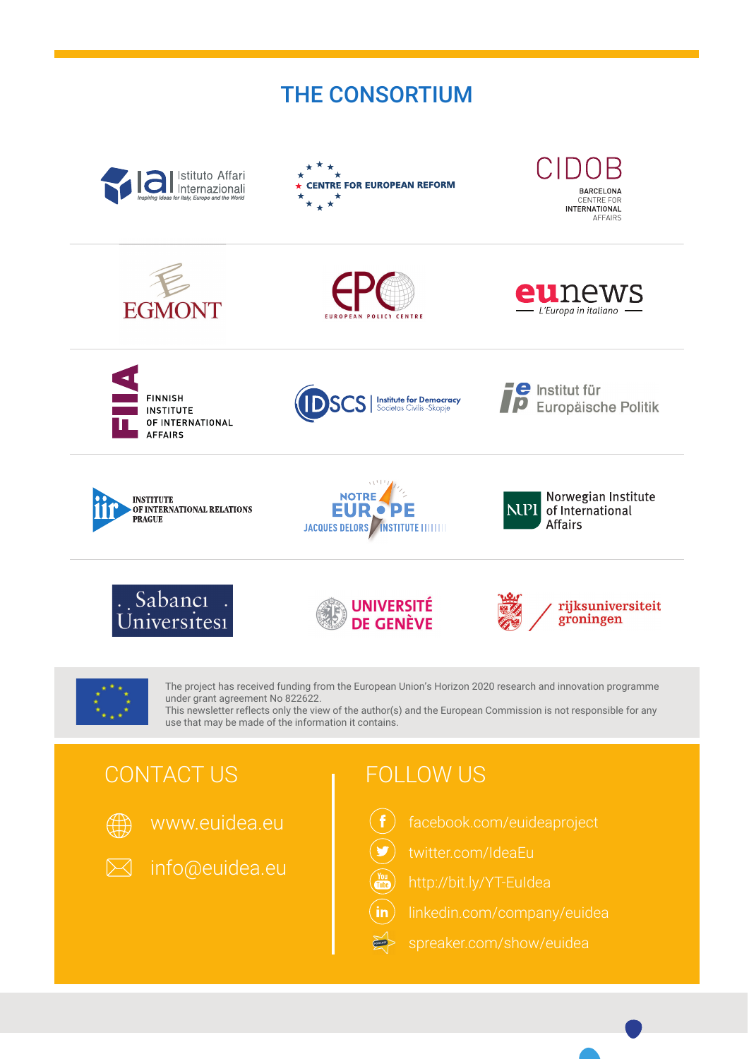# THE CONSORTIUM

Istituto Affari Internazionali — Inspiring Ideas for Italy, Europe and the World

CENTRE FOR EUROPEAN REFORM

CIDOB — BARCELONA CENTRE FOR INTERNATIONAL AFFAIRS

EGMONT

EPC — EUROPEAN POLICY CENTRE

eunews — L'Europa in italiano

FIIA — FINNISH INSTITUTE OF INTERNATIONAL AFFAIRS

IDSCS — Institute for Democracy Societas Civilis -Skopje

iep — Institut für Europäische Politik

iir — INSTITUTE OF INTERNATIONAL RELATIONS PRAGUE

NOTRE EUROPE — JACQUES DELORS INSTITUTE

NUPI — Norwegian Institute of International Affairs

Sabancı Universitesi

UNIVERSITÉ DE GENÈVE

rijksuniversiteit groningen

The project has received funding from the European Union's Horizon 2020 research and innovation programme under grant agreement No 822622.
This newsletter reflects only the view of the author(s) and the European Commission is not responsible for any use that may be made of the information it contains.

## CONTACT US

www.euidea.eu

info@euidea.eu

## FOLLOW US

facebook.com/euideaproject

twitter.com/IdeaEu

http://bit.ly/YT-EuIdea

linkedin.com/company/euidea

spreaker.com/show/euidea